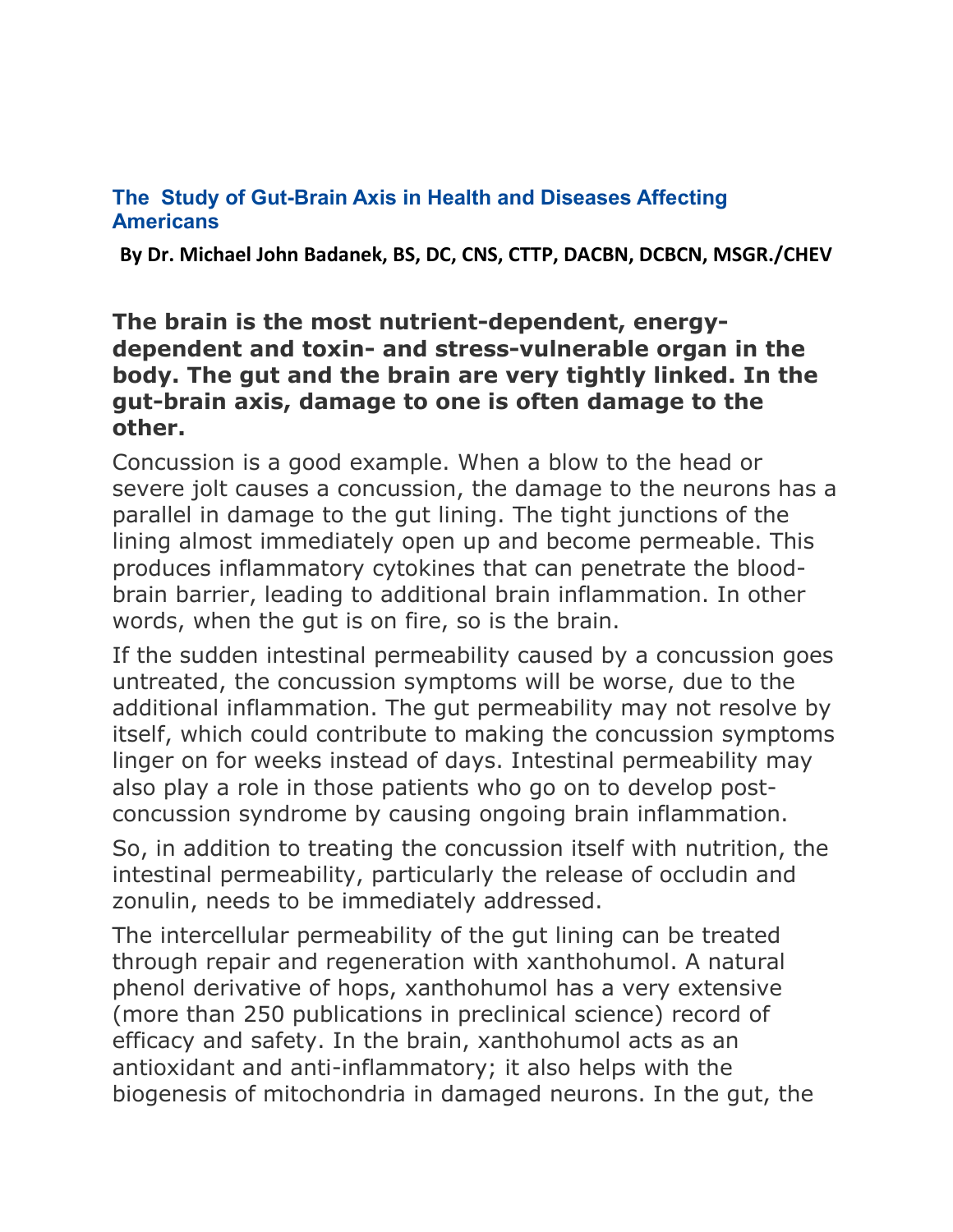# The Study of Gut-Brain Axis in Health and Diseases Affecting Americans

**By Dr. Michael John Badanek, BS, DC, CNS, CTTP, DACBN, DCBCN, MSGR./CHEV**

## The brain is the most nutrient-dependent, energy-dependent and toxin- and stress-vulnerable organ in the body. The gut and the brain are very tightly linked. In the gut-brain axis, damage to one is often damage to the other.

Concussion is a good example. When a blow to the head or severe jolt causes a concussion, the damage to the neurons has a parallel in damage to the gut lining. The tight junctions of the lining almost immediately open up and become permeable. This produces inflammatory cytokines that can penetrate the blood-brain barrier, leading to additional brain inflammation. In other words, when the gut is on fire, so is the brain.

If the sudden intestinal permeability caused by a concussion goes untreated, the concussion symptoms will be worse, due to the additional inflammation. The gut permeability may not resolve by itself, which could contribute to making the concussion symptoms linger on for weeks instead of days. Intestinal permeability may also play a role in those patients who go on to develop post-concussion syndrome by causing ongoing brain inflammation.

So, in addition to treating the concussion itself with nutrition, the intestinal permeability, particularly the release of occludin and zonulin, needs to be immediately addressed.

The intercellular permeability of the gut lining can be treated through repair and regeneration with xanthohumol. A natural phenol derivative of hops, xanthohumol has a very extensive (more than 250 publications in preclinical science) record of efficacy and safety. In the brain, xanthohumol acts as an antioxidant and anti-inflammatory; it also helps with the biogenesis of mitochondria in damaged neurons. In the gut, the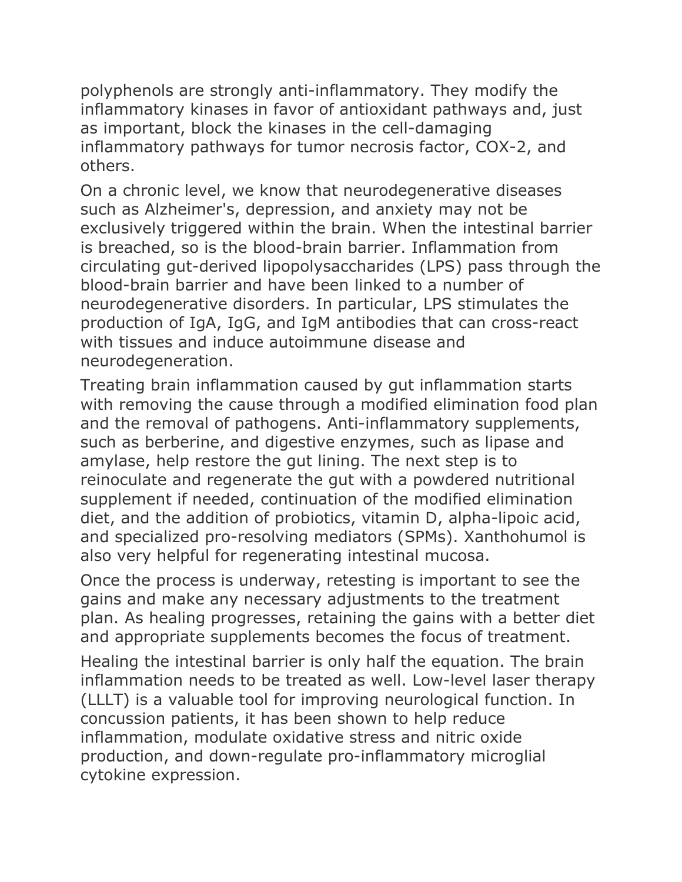polyphenols are strongly anti-inflammatory. They modify the inflammatory kinases in favor of antioxidant pathways and, just as important, block the kinases in the cell-damaging inflammatory pathways for tumor necrosis factor, COX-2, and others.

On a chronic level, we know that neurodegenerative diseases such as Alzheimer's, depression, and anxiety may not be exclusively triggered within the brain. When the intestinal barrier is breached, so is the blood-brain barrier. Inflammation from circulating gut-derived lipopolysaccharides (LPS) pass through the blood-brain barrier and have been linked to a number of neurodegenerative disorders. In particular, LPS stimulates the production of IgA, IgG, and IgM antibodies that can cross-react with tissues and induce autoimmune disease and neurodegeneration.

Treating brain inflammation caused by gut inflammation starts with removing the cause through a modified elimination food plan and the removal of pathogens. Anti-inflammatory supplements, such as berberine, and digestive enzymes, such as lipase and amylase, help restore the gut lining. The next step is to reinoculate and regenerate the gut with a powdered nutritional supplement if needed, continuation of the modified elimination diet, and the addition of probiotics, vitamin D, alpha-lipoic acid, and specialized pro-resolving mediators (SPMs). Xanthohumol is also very helpful for regenerating intestinal mucosa.

Once the process is underway, retesting is important to see the gains and make any necessary adjustments to the treatment plan. As healing progresses, retaining the gains with a better diet and appropriate supplements becomes the focus of treatment.

Healing the intestinal barrier is only half the equation. The brain inflammation needs to be treated as well. Low-level laser therapy (LLLT) is a valuable tool for improving neurological function. In concussion patients, it has been shown to help reduce inflammation, modulate oxidative stress and nitric oxide production, and down-regulate pro-inflammatory microglial cytokine expression.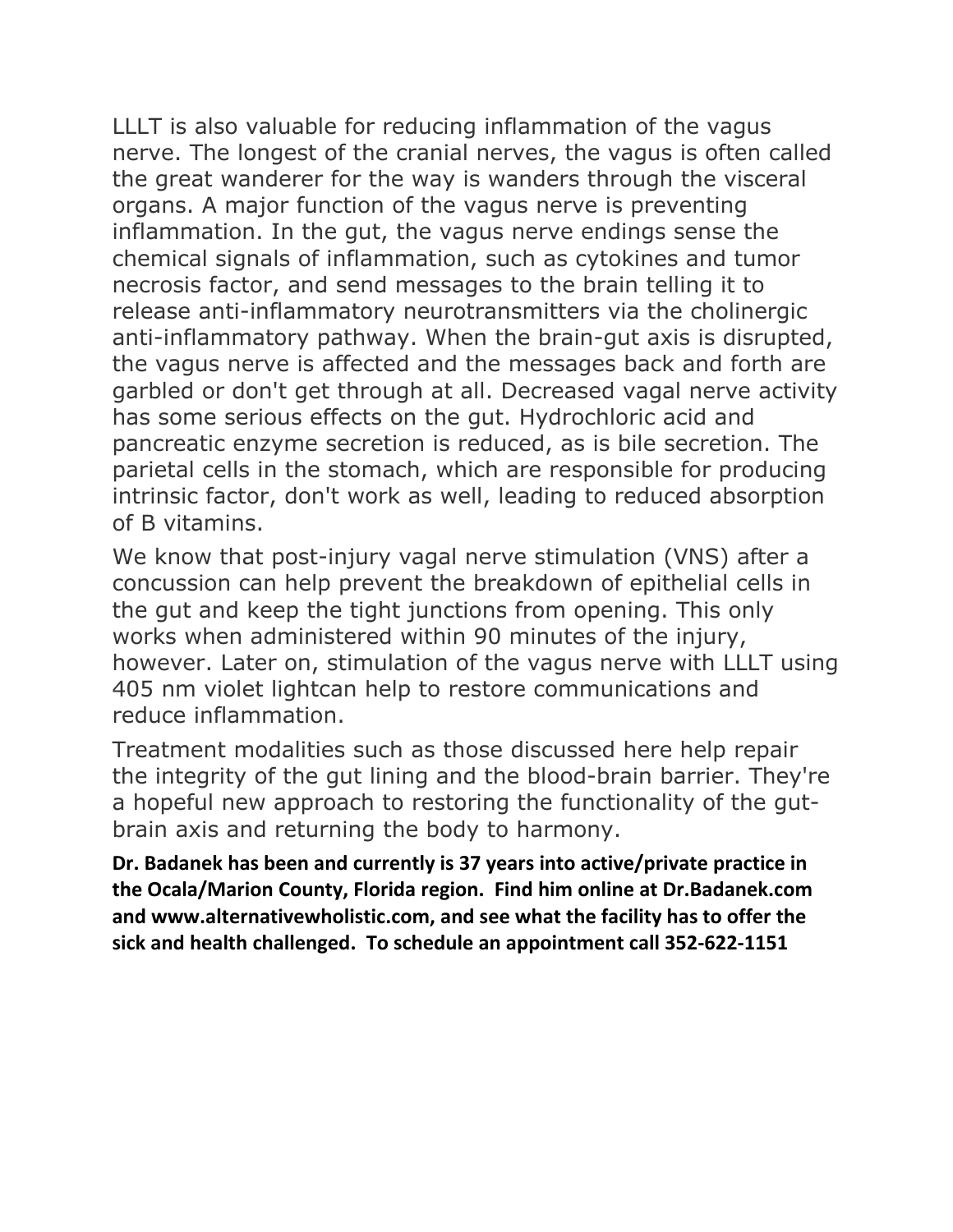LLLT is also valuable for reducing inflammation of the vagus nerve. The longest of the cranial nerves, the vagus is often called the great wanderer for the way is wanders through the visceral organs. A major function of the vagus nerve is preventing inflammation. In the gut, the vagus nerve endings sense the chemical signals of inflammation, such as cytokines and tumor necrosis factor, and send messages to the brain telling it to release anti-inflammatory neurotransmitters via the cholinergic anti-inflammatory pathway. When the brain-gut axis is disrupted, the vagus nerve is affected and the messages back and forth are garbled or don't get through at all. Decreased vagal nerve activity has some serious effects on the gut. Hydrochloric acid and pancreatic enzyme secretion is reduced, as is bile secretion. The parietal cells in the stomach, which are responsible for producing intrinsic factor, don't work as well, leading to reduced absorption of B vitamins.

We know that post-injury vagal nerve stimulation (VNS) after a concussion can help prevent the breakdown of epithelial cells in the gut and keep the tight junctions from opening. This only works when administered within 90 minutes of the injury, however. Later on, stimulation of the vagus nerve with LLLT using 405 nm violet lightcan help to restore communications and reduce inflammation.

Treatment modalities such as those discussed here help repair the integrity of the gut lining and the blood-brain barrier. They're a hopeful new approach to restoring the functionality of the gut-brain axis and returning the body to harmony.

**Dr. Badanek has been and currently is 37 years into active/private practice in the Ocala/Marion County, Florida region. Find him online at Dr.Badanek.com and www.alternativewholistic.com, and see what the facility has to offer the sick and health challenged. To schedule an appointment call 352-622-1151**